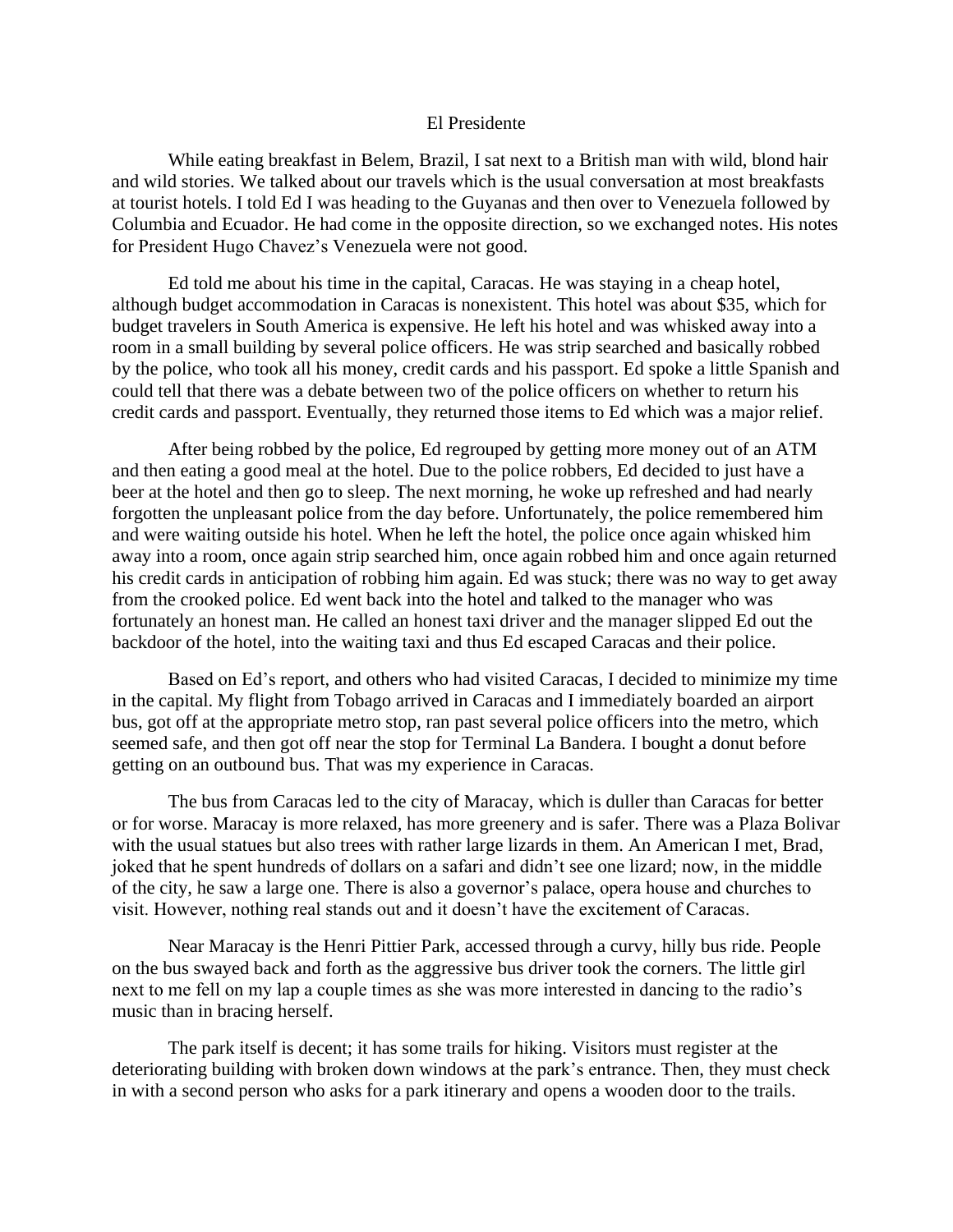# El Presidente

While eating breakfast in Belem, Brazil, I sat next to a British man with wild, blond hair and wild stories. We talked about our travels which is the usual conversation at most breakfasts at tourist hotels. I told Ed I was heading to the Guyanas and then over to Venezuela followed by Columbia and Ecuador. He had come in the opposite direction, so we exchanged notes. His notes for President Hugo Chavez's Venezuela were not good.

Ed told me about his time in the capital, Caracas. He was staying in a cheap hotel, although budget accommodation in Caracas is nonexistent. This hotel was about $35, which for budget travelers in South America is expensive. He left his hotel and was whisked away into a room in a small building by several police officers. He was strip searched and basically robbed by the police, who took all his money, credit cards and his passport. Ed spoke a little Spanish and could tell that there was a debate between two of the police officers on whether to return his credit cards and passport. Eventually, they returned those items to Ed which was a major relief.

After being robbed by the police, Ed regrouped by getting more money out of an ATM and then eating a good meal at the hotel. Due to the police robbers, Ed decided to just have a beer at the hotel and then go to sleep. The next morning, he woke up refreshed and had nearly forgotten the unpleasant police from the day before. Unfortunately, the police remembered him and were waiting outside his hotel. When he left the hotel, the police once again whisked him away into a room, once again strip searched him, once again robbed him and once again returned his credit cards in anticipation of robbing him again. Ed was stuck; there was no way to get away from the crooked police. Ed went back into the hotel and talked to the manager who was fortunately an honest man. He called an honest taxi driver and the manager slipped Ed out the backdoor of the hotel, into the waiting taxi and thus Ed escaped Caracas and their police.

Based on Ed's report, and others who had visited Caracas, I decided to minimize my time in the capital. My flight from Tobago arrived in Caracas and I immediately boarded an airport bus, got off at the appropriate metro stop, ran past several police officers into the metro, which seemed safe, and then got off near the stop for Terminal La Bandera. I bought a donut before getting on an outbound bus. That was my experience in Caracas.

The bus from Caracas led to the city of Maracay, which is duller than Caracas for better or for worse. Maracay is more relaxed, has more greenery and is safer. There was a Plaza Bolivar with the usual statues but also trees with rather large lizards in them. An American I met, Brad, joked that he spent hundreds of dollars on a safari and didn't see one lizard; now, in the middle of the city, he saw a large one. There is also a governor's palace, opera house and churches to visit. However, nothing real stands out and it doesn't have the excitement of Caracas.

Near Maracay is the Henri Pittier Park, accessed through a curvy, hilly bus ride. People on the bus swayed back and forth as the aggressive bus driver took the corners. The little girl next to me fell on my lap a couple times as she was more interested in dancing to the radio's music than in bracing herself.

The park itself is decent; it has some trails for hiking. Visitors must register at the deteriorating building with broken down windows at the park's entrance. Then, they must check in with a second person who asks for a park itinerary and opens a wooden door to the trails.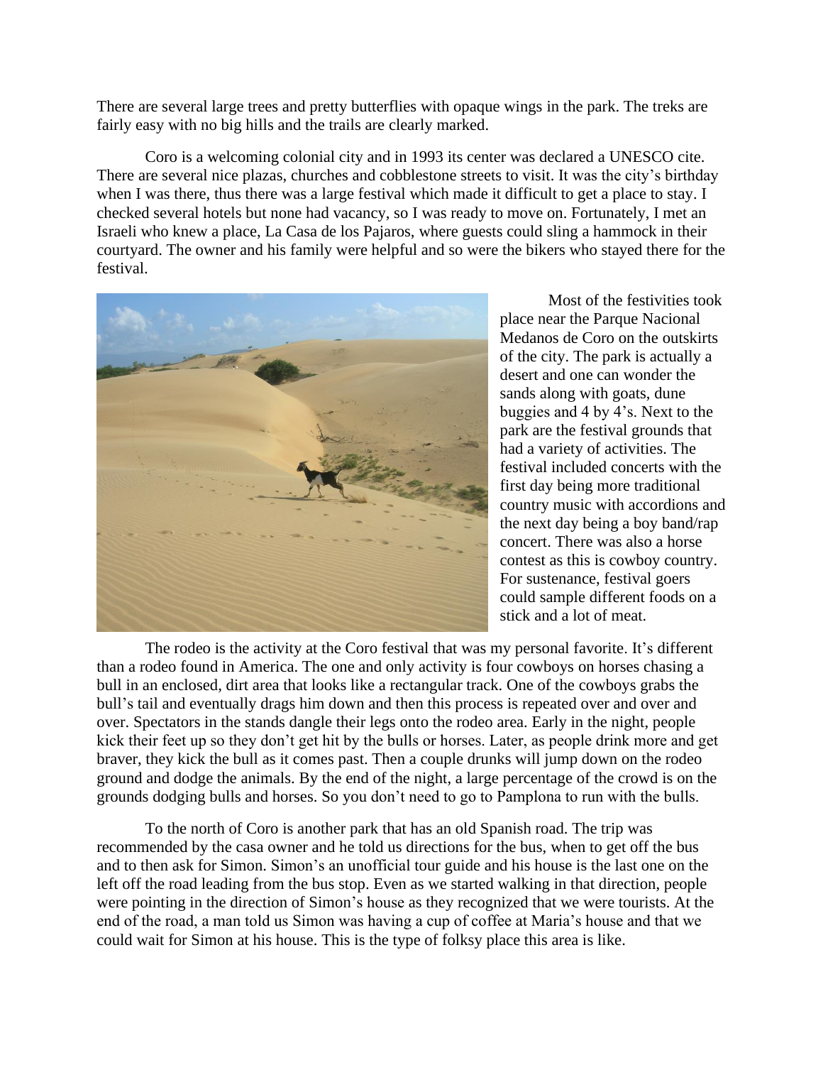There are several large trees and pretty butterflies with opaque wings in the park. The treks are fairly easy with no big hills and the trails are clearly marked.

Coro is a welcoming colonial city and in 1993 its center was declared a UNESCO cite. There are several nice plazas, churches and cobblestone streets to visit. It was the city's birthday when I was there, thus there was a large festival which made it difficult to get a place to stay. I checked several hotels but none had vacancy, so I was ready to move on. Fortunately, I met an Israeli who knew a place, La Casa de los Pajaros, where guests could sling a hammock in their courtyard. The owner and his family were helpful and so were the bikers who stayed there for the festival.

Most of the festivities took place near the Parque Nacional Medanos de Coro on the outskirts of the city. The park is actually a desert and one can wonder the sands along with goats, dune buggies and 4 by 4's. Next to the park are the festival grounds that had a variety of activities. The festival included concerts with the first day being more traditional country music with accordions and the next day being a boy band/rap concert. There was also a horse contest as this is cowboy country. For sustenance, festival goers could sample different foods on a stick and a lot of meat.

The rodeo is the activity at the Coro festival that was my personal favorite. It's different than a rodeo found in America. The one and only activity is four cowboys on horses chasing a bull in an enclosed, dirt area that looks like a rectangular track. One of the cowboys grabs the bull's tail and eventually drags him down and then this process is repeated over and over and over. Spectators in the stands dangle their legs onto the rodeo area. Early in the night, people kick their feet up so they don't get hit by the bulls or horses. Later, as people drink more and get braver, they kick the bull as it comes past. Then a couple drunks will jump down on the rodeo ground and dodge the animals. By the end of the night, a large percentage of the crowd is on the grounds dodging bulls and horses. So you don't need to go to Pamplona to run with the bulls.

To the north of Coro is another park that has an old Spanish road. The trip was recommended by the casa owner and he told us directions for the bus, when to get off the bus and to then ask for Simon. Simon's an unofficial tour guide and his house is the last one on the left off the road leading from the bus stop. Even as we started walking in that direction, people were pointing in the direction of Simon's house as they recognized that we were tourists. At the end of the road, a man told us Simon was having a cup of coffee at Maria's house and that we could wait for Simon at his house. This is the type of folksy place this area is like.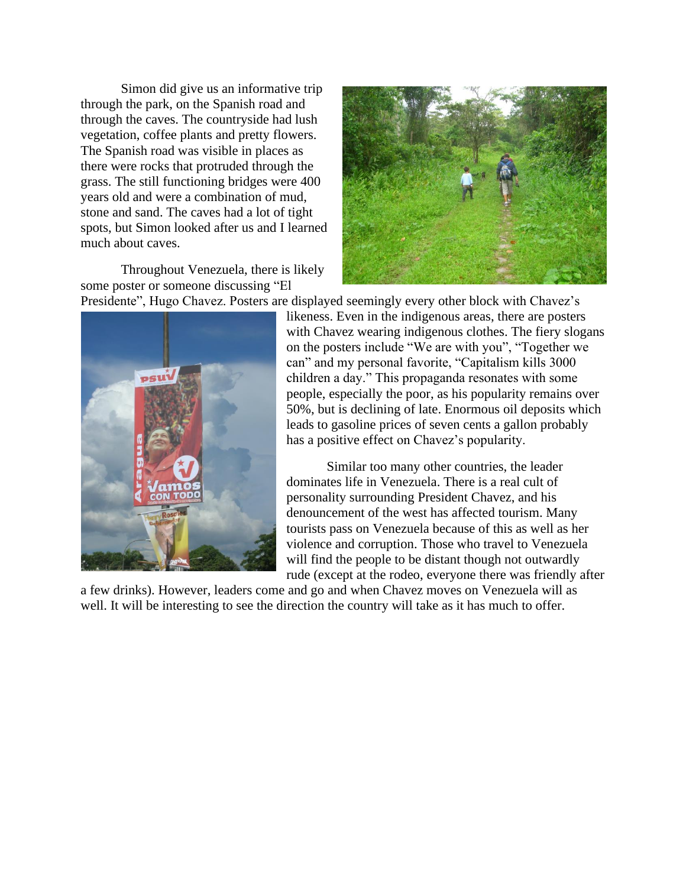Simon did give us an informative trip through the park, on the Spanish road and through the caves. The countryside had lush vegetation, coffee plants and pretty flowers. The Spanish road was visible in places as there were rocks that protruded through the grass. The still functioning bridges were 400 years old and were a combination of mud, stone and sand. The caves had a lot of tight spots, but Simon looked after us and I learned much about caves.

Throughout Venezuela, there is likely some poster or someone discussing "El Presidente", Hugo Chavez. Posters are displayed seemingly every other block with Chavez's likeness. Even in the indigenous areas, there are posters with Chavez wearing indigenous clothes. The fiery slogans on the posters include "We are with you", "Together we can" and my personal favorite, "Capitalism kills 3000 children a day." This propaganda resonates with some people, especially the poor, as his popularity remains over 50%, but is declining of late. Enormous oil deposits which leads to gasoline prices of seven cents a gallon probably has a positive effect on Chavez's popularity.

Similar too many other countries, the leader dominates life in Venezuela. There is a real cult of personality surrounding President Chavez, and his denouncement of the west has affected tourism. Many tourists pass on Venezuela because of this as well as her violence and corruption. Those who travel to Venezuela will find the people to be distant though not outwardly rude (except at the rodeo, everyone there was friendly after a few drinks). However, leaders come and go and when Chavez moves on Venezuela will as well. It will be interesting to see the direction the country will take as it has much to offer.